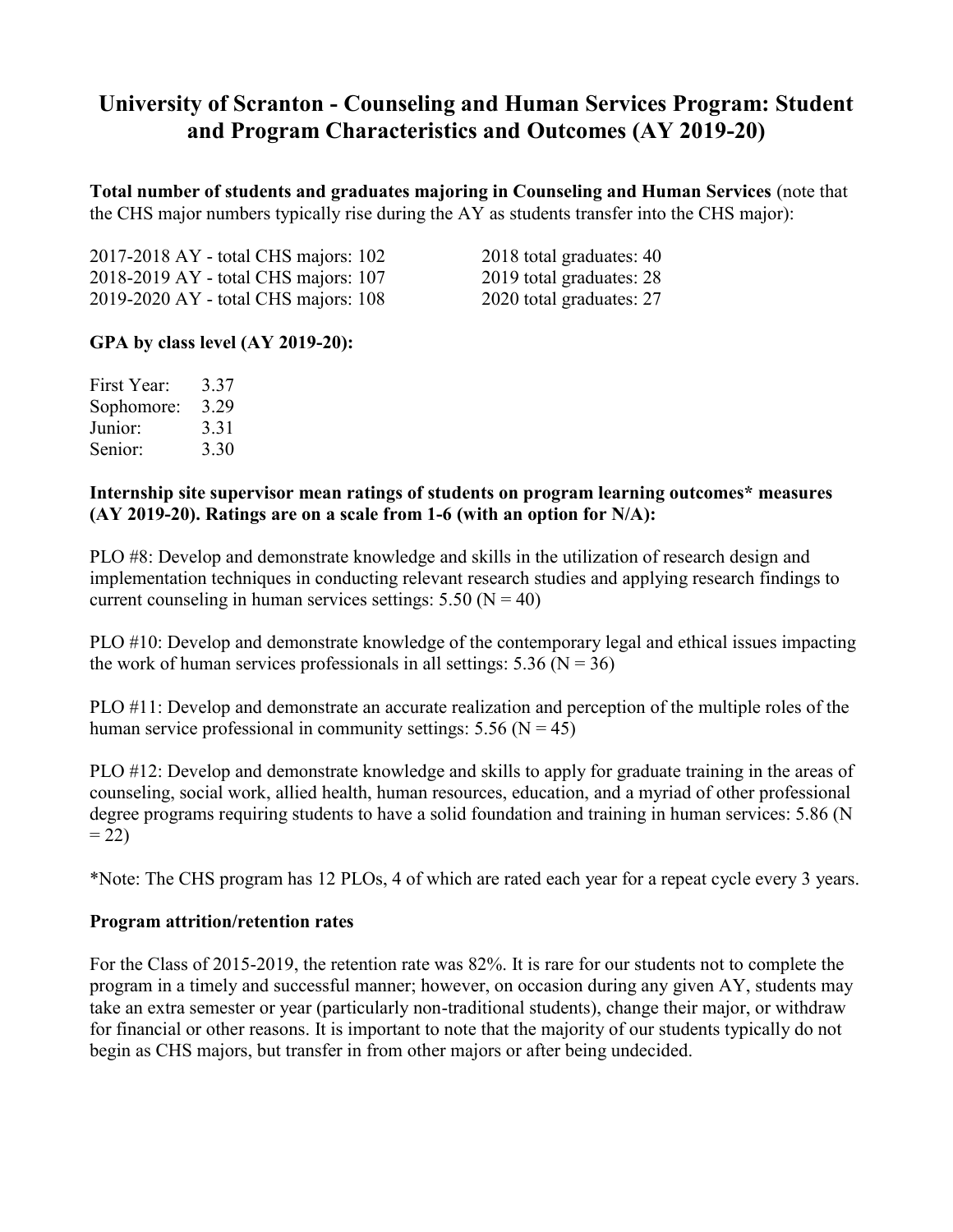# University of Scranton - Counseling and Human Services Program: Student and Program Characteristics and Outcomes (AY 2019-20)

**Total number of students and graduates majoring in Counseling and Human Services** (note that the CHS major numbers typically rise during the AY as students transfer into the CHS major):

2017-2018 AY - total CHS majors: 102
2018-2019 AY - total CHS majors: 107
2019-2020 AY - total CHS majors: 108

2018 total graduates: 40
2019 total graduates: 28
2020 total graduates: 27

**GPA by class level (AY 2019-20):**

| | |
|---|---|
| First Year: | 3.37 |
| Sophomore: | 3.29 |
| Junior: | 3.31 |
| Senior: | 3.30 |

**Internship site supervisor mean ratings of students on program learning outcomes* measures (AY 2019-20). Ratings are on a scale from 1-6 (with an option for N/A):**

PLO #8: Develop and demonstrate knowledge and skills in the utilization of research design and implementation techniques in conducting relevant research studies and applying research findings to current counseling in human services settings: 5.50 (N = 40)

PLO #10: Develop and demonstrate knowledge of the contemporary legal and ethical issues impacting the work of human services professionals in all settings: 5.36 (N = 36)

PLO #11: Develop and demonstrate an accurate realization and perception of the multiple roles of the human service professional in community settings: 5.56 (N = 45)

PLO #12: Develop and demonstrate knowledge and skills to apply for graduate training in the areas of counseling, social work, allied health, human resources, education, and a myriad of other professional degree programs requiring students to have a solid foundation and training in human services: 5.86 (N = 22)

*Note: The CHS program has 12 PLOs, 4 of which are rated each year for a repeat cycle every 3 years.

**Program attrition/retention rates**

For the Class of 2015-2019, the retention rate was 82%. It is rare for our students not to complete the program in a timely and successful manner; however, on occasion during any given AY, students may take an extra semester or year (particularly non-traditional students), change their major, or withdraw for financial or other reasons. It is important to note that the majority of our students typically do not begin as CHS majors, but transfer in from other majors or after being undecided.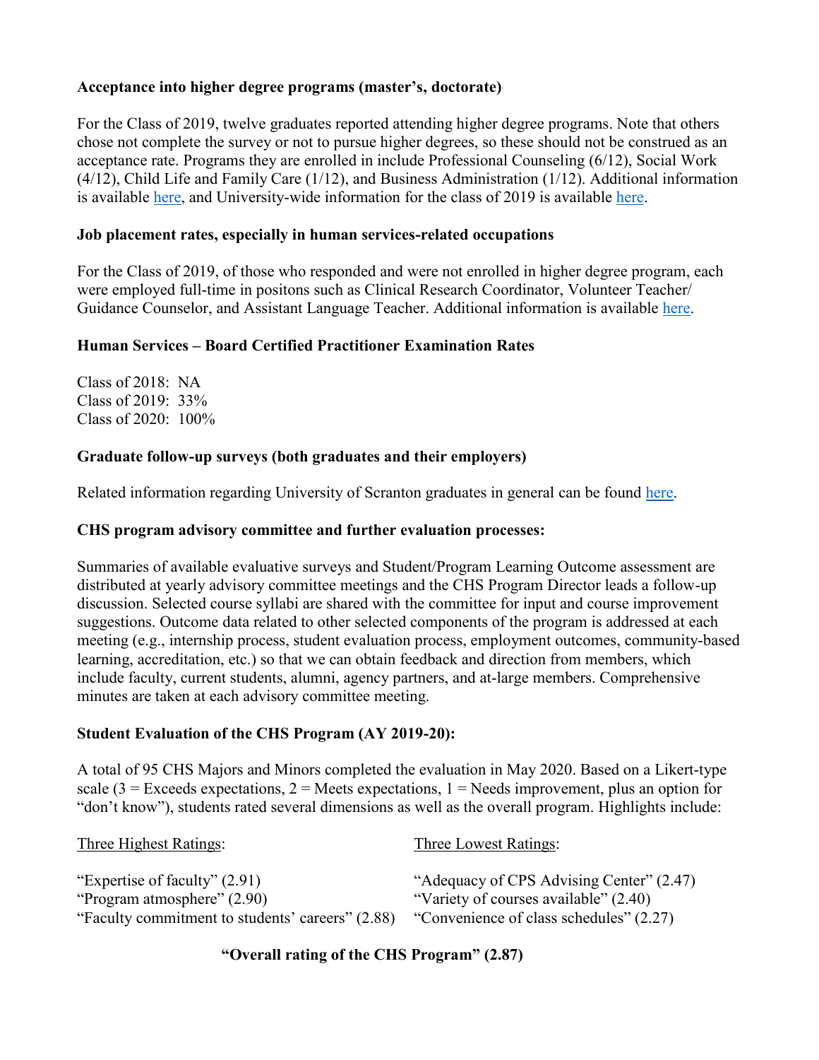**Acceptance into higher degree programs (master's, doctorate)**

For the Class of 2019, twelve graduates reported attending higher degree programs. Note that others chose not complete the survey or not to pursue higher degrees, so these should not be construed as an acceptance rate. Programs they are enrolled in include Professional Counseling (6/12), Social Work (4/12), Child Life and Family Care (1/12), and Business Administration (1/12). Additional information is available here, and University-wide information for the class of 2019 is available here.

**Job placement rates, especially in human services-related occupations**

For the Class of 2019, of those who responded and were not enrolled in higher degree program, each were employed full-time in positons such as Clinical Research Coordinator, Volunteer Teacher/ Guidance Counselor, and Assistant Language Teacher. Additional information is available here.

**Human Services – Board Certified Practitioner Examination Rates**

Class of 2018: NA
Class of 2019: 33%
Class of 2020: 100%

**Graduate follow-up surveys (both graduates and their employers)**

Related information regarding University of Scranton graduates in general can be found here.

**CHS program advisory committee and further evaluation processes:**

Summaries of available evaluative surveys and Student/Program Learning Outcome assessment are distributed at yearly advisory committee meetings and the CHS Program Director leads a follow-up discussion. Selected course syllabi are shared with the committee for input and course improvement suggestions. Outcome data related to other selected components of the program is addressed at each meeting (e.g., internship process, student evaluation process, employment outcomes, community-based learning, accreditation, etc.) so that we can obtain feedback and direction from members, which include faculty, current students, alumni, agency partners, and at-large members. Comprehensive minutes are taken at each advisory committee meeting.

**Student Evaluation of the CHS Program (AY 2019-20):**

A total of 95 CHS Majors and Minors completed the evaluation in May 2020. Based on a Likert-type scale (3 = Exceeds expectations, 2 = Meets expectations, 1 = Needs improvement, plus an option for "don't know"), students rated several dimensions as well as the overall program. Highlights include:

| Three Highest Ratings: | Three Lowest Ratings: |
| --- | --- |
| "Expertise of faculty" (2.91) | "Adequacy of CPS Advising Center" (2.47) |
| "Program atmosphere" (2.90) | "Variety of courses available" (2.40) |
| "Faculty commitment to students' careers" (2.88) | "Convenience of class schedules" (2.27) |

**"Overall rating of the CHS Program" (2.87)**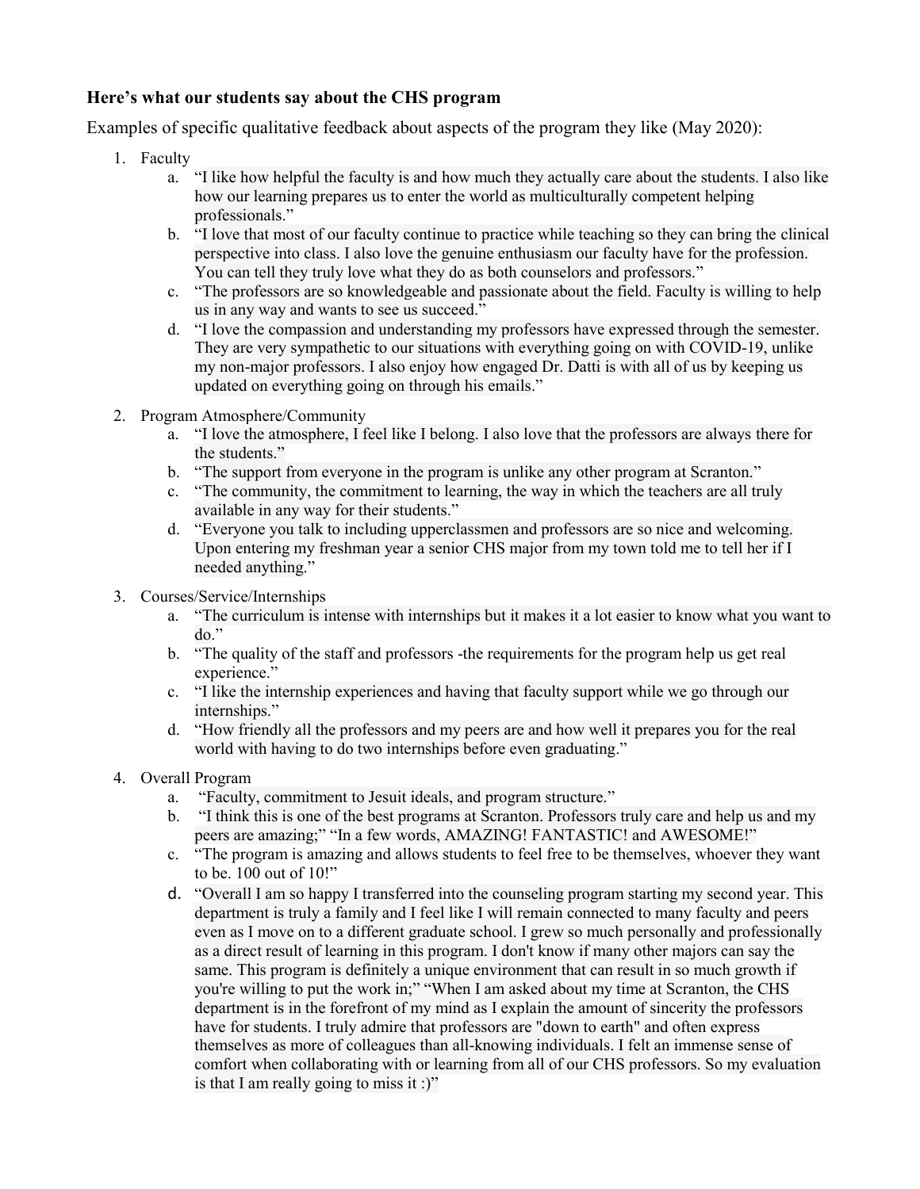**Here's what our students say about the CHS program**

Examples of specific qualitative feedback about aspects of the program they like (May 2020):

1. Faculty
   a. "I like how helpful the faculty is and how much they actually care about the students. I also like how our learning prepares us to enter the world as multiculturally competent helping professionals."
   b. "I love that most of our faculty continue to practice while teaching so they can bring the clinical perspective into class. I also love the genuine enthusiasm our faculty have for the profession. You can tell they truly love what they do as both counselors and professors."
   c. "The professors are so knowledgeable and passionate about the field. Faculty is willing to help us in any way and wants to see us succeed."
   d. "I love the compassion and understanding my professors have expressed through the semester. They are very sympathetic to our situations with everything going on with COVID-19, unlike my non-major professors. I also enjoy how engaged Dr. Datti is with all of us by keeping us updated on everything going on through his emails."
2. Program Atmosphere/Community
   a. "I love the atmosphere, I feel like I belong. I also love that the professors are always there for the students."
   b. "The support from everyone in the program is unlike any other program at Scranton."
   c. "The community, the commitment to learning, the way in which the teachers are all truly available in any way for their students."
   d. "Everyone you talk to including upperclassmen and professors are so nice and welcoming. Upon entering my freshman year a senior CHS major from my town told me to tell her if I needed anything."
3. Courses/Service/Internships
   a. "The curriculum is intense with internships but it makes it a lot easier to know what you want to do."
   b. "The quality of the staff and professors -the requirements for the program help us get real experience."
   c. "I like the internship experiences and having that faculty support while we go through our internships."
   d. "How friendly all the professors and my peers are and how well it prepares you for the real world with having to do two internships before even graduating."
4. Overall Program
   a. "Faculty, commitment to Jesuit ideals, and program structure."
   b. "I think this is one of the best programs at Scranton. Professors truly care and help us and my peers are amazing;" "In a few words, AMAZING! FANTASTIC! and AWESOME!"
   c. "The program is amazing and allows students to feel free to be themselves, whoever they want to be. 100 out of 10!"
   d. "Overall I am so happy I transferred into the counseling program starting my second year. This department is truly a family and I feel like I will remain connected to many faculty and peers even as I move on to a different graduate school. I grew so much personally and professionally as a direct result of learning in this program. I don't know if many other majors can say the same. This program is definitely a unique environment that can result in so much growth if you're willing to put the work in;" "When I am asked about my time at Scranton, the CHS department is in the forefront of my mind as I explain the amount of sincerity the professors have for students. I truly admire that professors are "down to earth" and often express themselves as more of colleagues than all-knowing individuals. I felt an immense sense of comfort when collaborating with or learning from all of our CHS professors. So my evaluation is that I am really going to miss it :)"